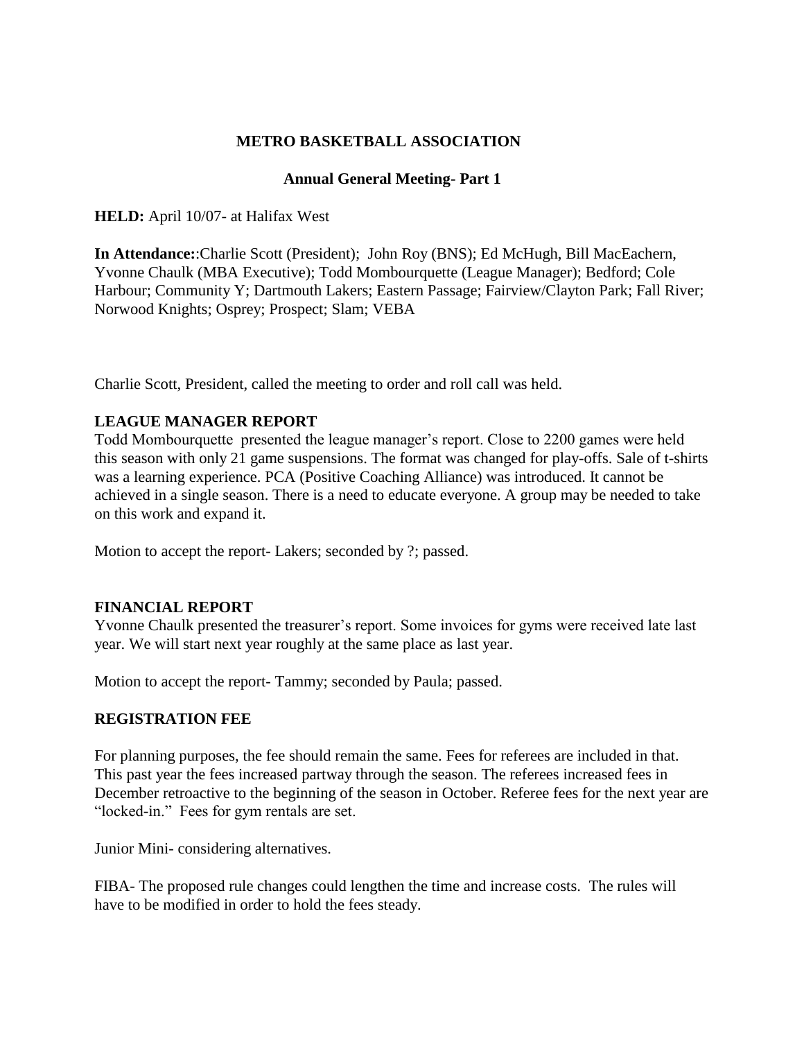# METRO BASKETBALL ASSOCIATION

## Annual General Meeting- Part 1

**HELD:** April 10/07- at Halifax West

**In Attendance:**:Charlie Scott (President); John Roy (BNS); Ed McHugh, Bill MacEachern, Yvonne Chaulk (MBA Executive); Todd Mombourquette (League Manager); Bedford; Cole Harbour; Community Y; Dartmouth Lakers; Eastern Passage; Fairview/Clayton Park; Fall River; Norwood Knights; Osprey; Prospect; Slam; VEBA

Charlie Scott, President, called the meeting to order and roll call was held.

### LEAGUE MANAGER REPORT

Todd Mombourquette presented the league manager's report. Close to 2200 games were held this season with only 21 game suspensions. The format was changed for play-offs. Sale of t-shirts was a learning experience. PCA (Positive Coaching Alliance) was introduced. It cannot be achieved in a single season. There is a need to educate everyone. A group may be needed to take on this work and expand it.

Motion to accept the report- Lakers; seconded by ?; passed.

### FINANCIAL REPORT

Yvonne Chaulk presented the treasurer's report. Some invoices for gyms were received late last year. We will start next year roughly at the same place as last year.

Motion to accept the report- Tammy; seconded by Paula; passed.

### REGISTRATION FEE

For planning purposes, the fee should remain the same. Fees for referees are included in that. This past year the fees increased partway through the season. The referees increased fees in December retroactive to the beginning of the season in October. Referee fees for the next year are "locked-in." Fees for gym rentals are set.

Junior Mini- considering alternatives.

FIBA- The proposed rule changes could lengthen the time and increase costs. The rules will have to be modified in order to hold the fees steady.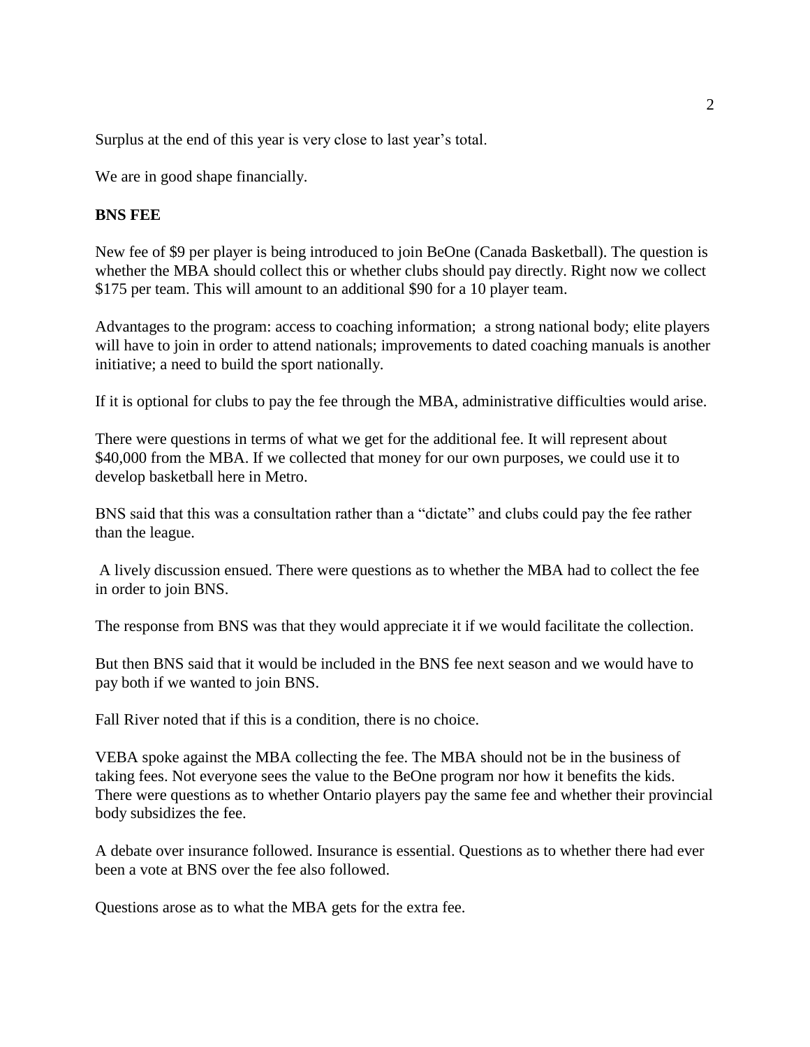Surplus at the end of this year is very close to last year's total.

We are in good shape financially.

**BNS FEE**

New fee of $9 per player is being introduced to join BeOne (Canada Basketball). The question is whether the MBA should collect this or whether clubs should pay directly. Right now we collect $175 per team. This will amount to an additional $90 for a 10 player team.

Advantages to the program: access to coaching information; a strong national body; elite players will have to join in order to attend nationals; improvements to dated coaching manuals is another initiative; a need to build the sport nationally.

If it is optional for clubs to pay the fee through the MBA, administrative difficulties would arise.

There were questions in terms of what we get for the additional fee. It will represent about $40,000 from the MBA. If we collected that money for our own purposes, we could use it to develop basketball here in Metro.

BNS said that this was a consultation rather than a "dictate" and clubs could pay the fee rather than the league.

A lively discussion ensued. There were questions as to whether the MBA had to collect the fee in order to join BNS.

The response from BNS was that they would appreciate it if we would facilitate the collection.

But then BNS said that it would be included in the BNS fee next season and we would have to pay both if we wanted to join BNS.

Fall River noted that if this is a condition, there is no choice.

VEBA spoke against the MBA collecting the fee. The MBA should not be in the business of taking fees. Not everyone sees the value to the BeOne program nor how it benefits the kids. There were questions as to whether Ontario players pay the same fee and whether their provincial body subsidizes the fee.

A debate over insurance followed. Insurance is essential. Questions as to whether there had ever been a vote at BNS over the fee also followed.

Questions arose as to what the MBA gets for the extra fee.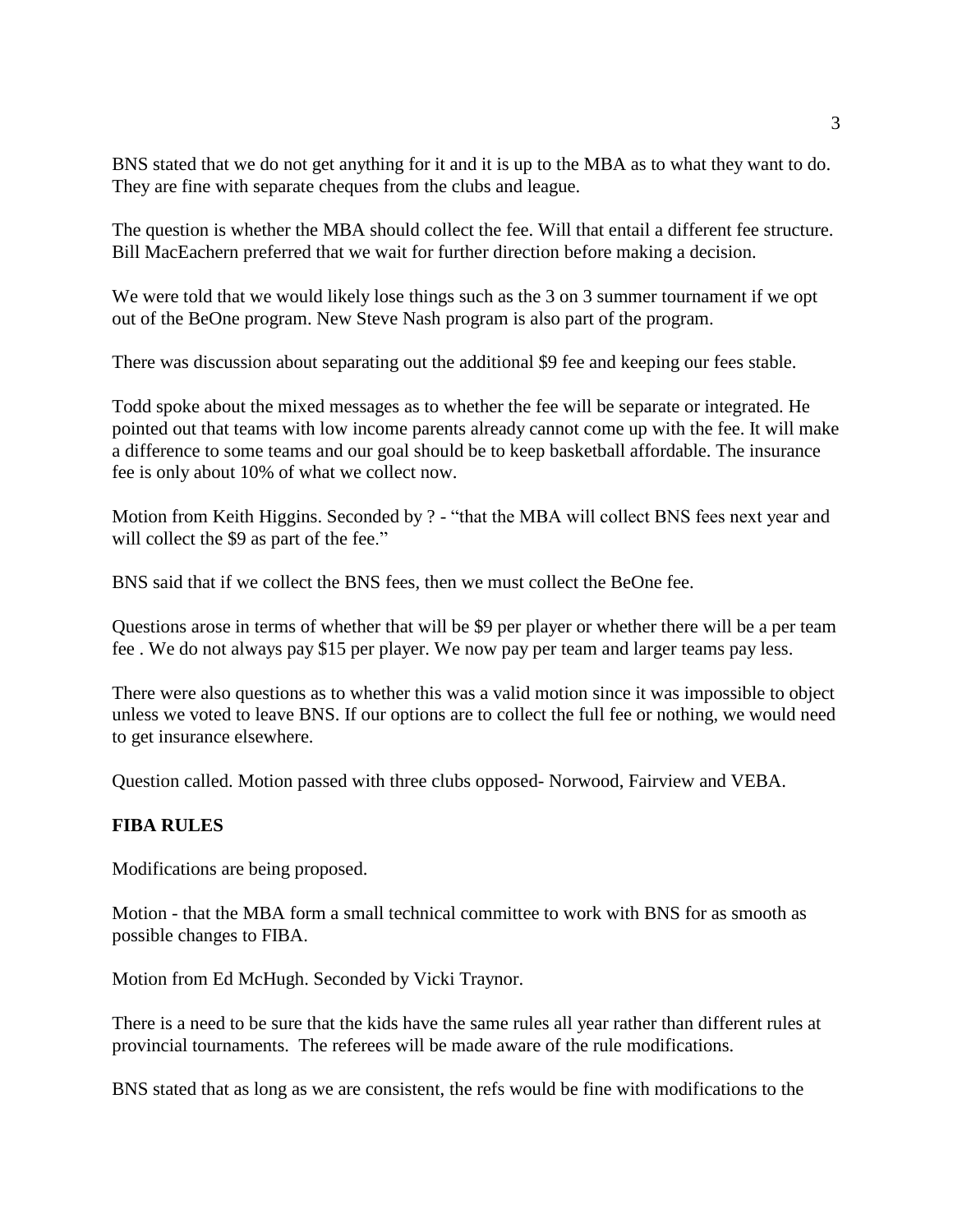BNS stated that we do not get anything for it and it is up to the MBA as to what they want to do. They are fine with separate cheques from the clubs and league.

The question is whether the MBA should collect the fee. Will that entail a different fee structure. Bill MacEachern preferred that we wait for further direction before making a decision.

We were told that we would likely lose things such as the 3 on 3 summer tournament if we opt out of the BeOne program. New Steve Nash program is also part of the program.

There was discussion about separating out the additional $9 fee and keeping our fees stable.

Todd spoke about the mixed messages as to whether the fee will be separate or integrated. He pointed out that teams with low income parents already cannot come up with the fee. It will make a difference to some teams and our goal should be to keep basketball affordable. The insurance fee is only about 10% of what we collect now.

Motion from Keith Higgins. Seconded by ? - "that the MBA will collect BNS fees next year and will collect the $9 as part of the fee."

BNS said that if we collect the BNS fees, then we must collect the BeOne fee.

Questions arose in terms of whether that will be $9 per player or whether there will be a per team fee . We do not always pay $15 per player. We now pay per team and larger teams pay less.

There were also questions as to whether this was a valid motion since it was impossible to object unless we voted to leave BNS. If our options are to collect the full fee or nothing, we would need to get insurance elsewhere.

Question called. Motion passed with three clubs opposed- Norwood, Fairview and VEBA.

**FIBA RULES**

Modifications are being proposed.

Motion - that the MBA form a small technical committee to work with BNS for as smooth as possible changes to FIBA.

Motion from Ed McHugh. Seconded by Vicki Traynor.

There is a need to be sure that the kids have the same rules all year rather than different rules at provincial tournaments. The referees will be made aware of the rule modifications.

BNS stated that as long as we are consistent, the refs would be fine with modifications to the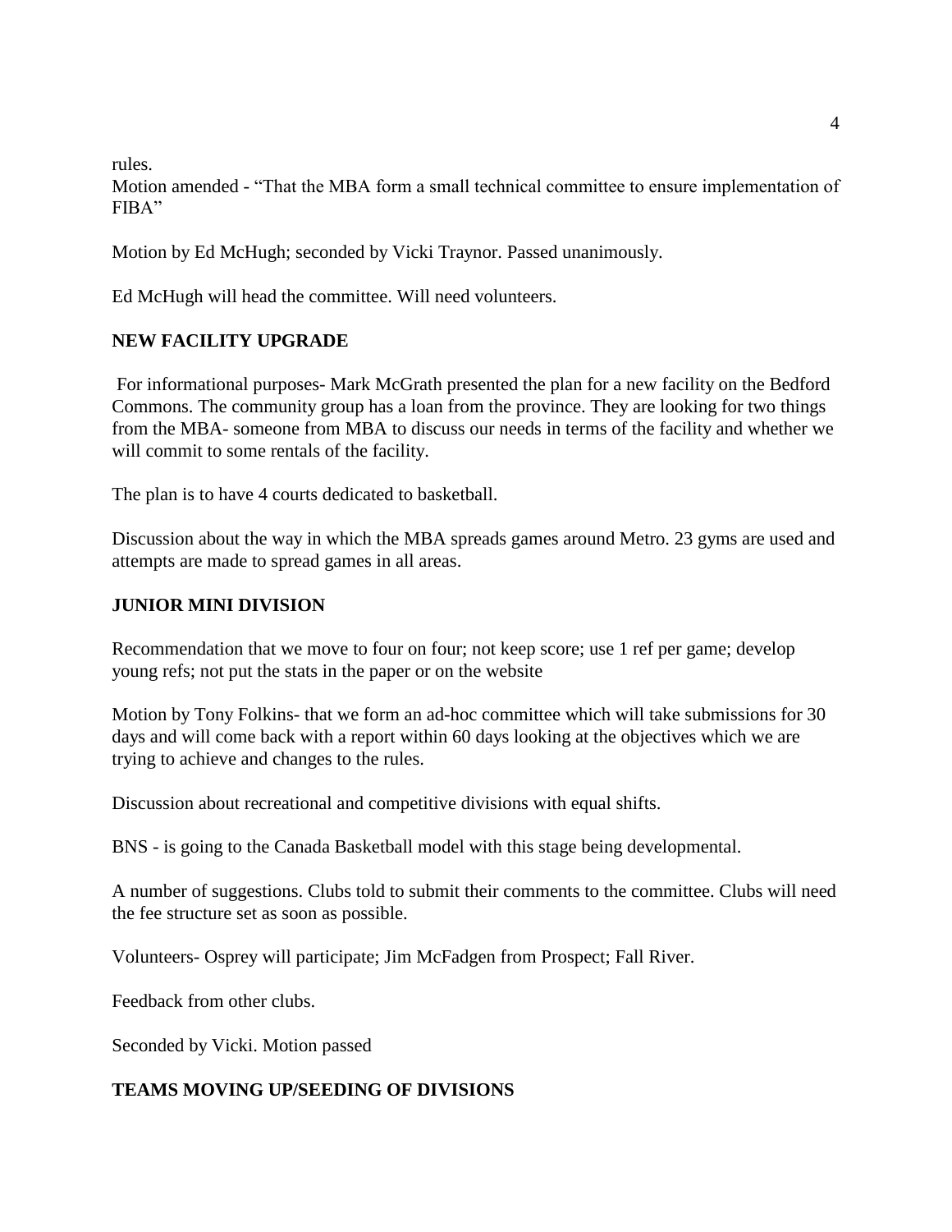rules.
Motion amended - “That the MBA form a small technical committee to ensure implementation of FIBA”

Motion by Ed McHugh; seconded by Vicki Traynor. Passed unanimously.

Ed McHugh will head the committee. Will need volunteers.

**NEW FACILITY UPGRADE**

For informational purposes- Mark McGrath presented the plan for a new facility on the Bedford Commons. The community group has a loan from the province. They are looking for two things from the MBA- someone from MBA to discuss our needs in terms of the facility and whether we will commit to some rentals of the facility.

The plan is to have 4 courts dedicated to basketball.

Discussion about the way in which the MBA spreads games around Metro. 23 gyms are used and attempts are made to spread games in all areas.

**JUNIOR MINI DIVISION**

Recommendation that we move to four on four; not keep score; use 1 ref per game; develop young refs; not put the stats in the paper or on the website

Motion by Tony Folkins- that we form an ad-hoc committee which will take submissions for 30 days and will come back with a report within 60 days looking at the objectives which we are trying to achieve and changes to the rules.

Discussion about recreational and competitive divisions with equal shifts.

BNS - is going to the Canada Basketball model with this stage being developmental.

A number of suggestions. Clubs told to submit their comments to the committee. Clubs will need the fee structure set as soon as possible.

Volunteers- Osprey will participate; Jim McFadgen from Prospect; Fall River.

Feedback from other clubs.

Seconded by Vicki. Motion passed

**TEAMS MOVING UP/SEEDING OF DIVISIONS**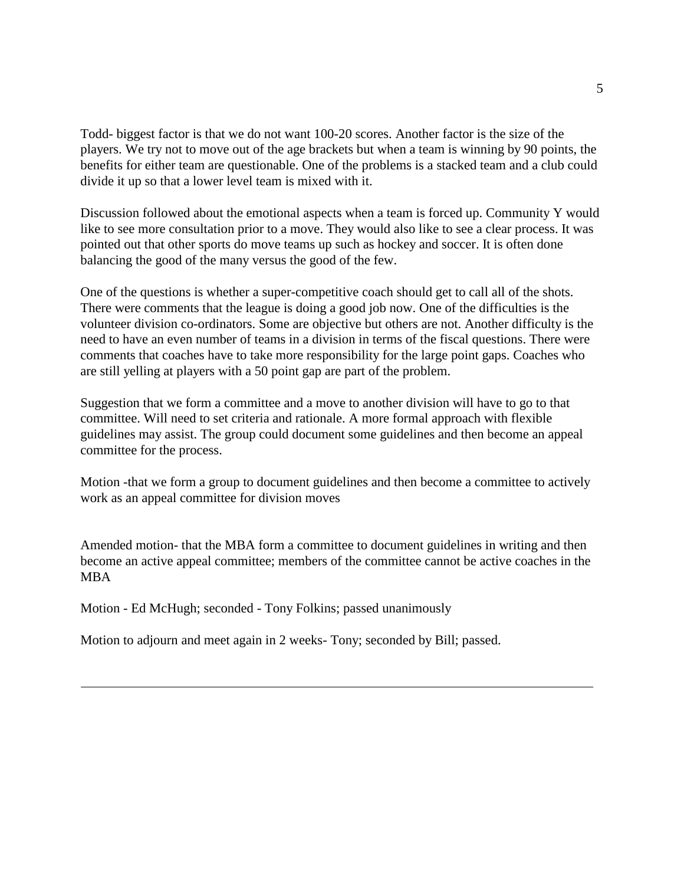Todd- biggest factor is that we do not want 100-20 scores. Another factor is the size of the players. We try not to move out of the age brackets but when a team is winning by 90 points, the benefits for either team are questionable. One of the problems is a stacked team and a club could divide it up so that a lower level team is mixed with it.

Discussion followed about the emotional aspects when a team is forced up. Community Y would like to see more consultation prior to a move. They would also like to see a clear process. It was pointed out that other sports do move teams up such as hockey and soccer. It is often done balancing the good of the many versus the good of the few.

One of the questions is whether a super-competitive coach should get to call all of the shots. There were comments that the league is doing a good job now. One of the difficulties is the volunteer division co-ordinators. Some are objective but others are not. Another difficulty is the need to have an even number of teams in a division in terms of the fiscal questions. There were comments that coaches have to take more responsibility for the large point gaps. Coaches who are still yelling at players with a 50 point gap are part of the problem.

Suggestion that we form a committee and a move to another division will have to go to that committee. Will need to set criteria and rationale. A more formal approach with flexible guidelines may assist. The group could document some guidelines and then become an appeal committee for the process.

Motion -that we form a group to document guidelines and then become a committee to actively work as an appeal committee for division moves

Amended motion- that the MBA form a committee to document guidelines in writing and then become an active appeal committee; members of the committee cannot be active coaches in the MBA

Motion - Ed McHugh; seconded - Tony Folkins; passed unanimously

Motion to adjourn and meet again in 2 weeks- Tony; seconded by Bill; passed.

---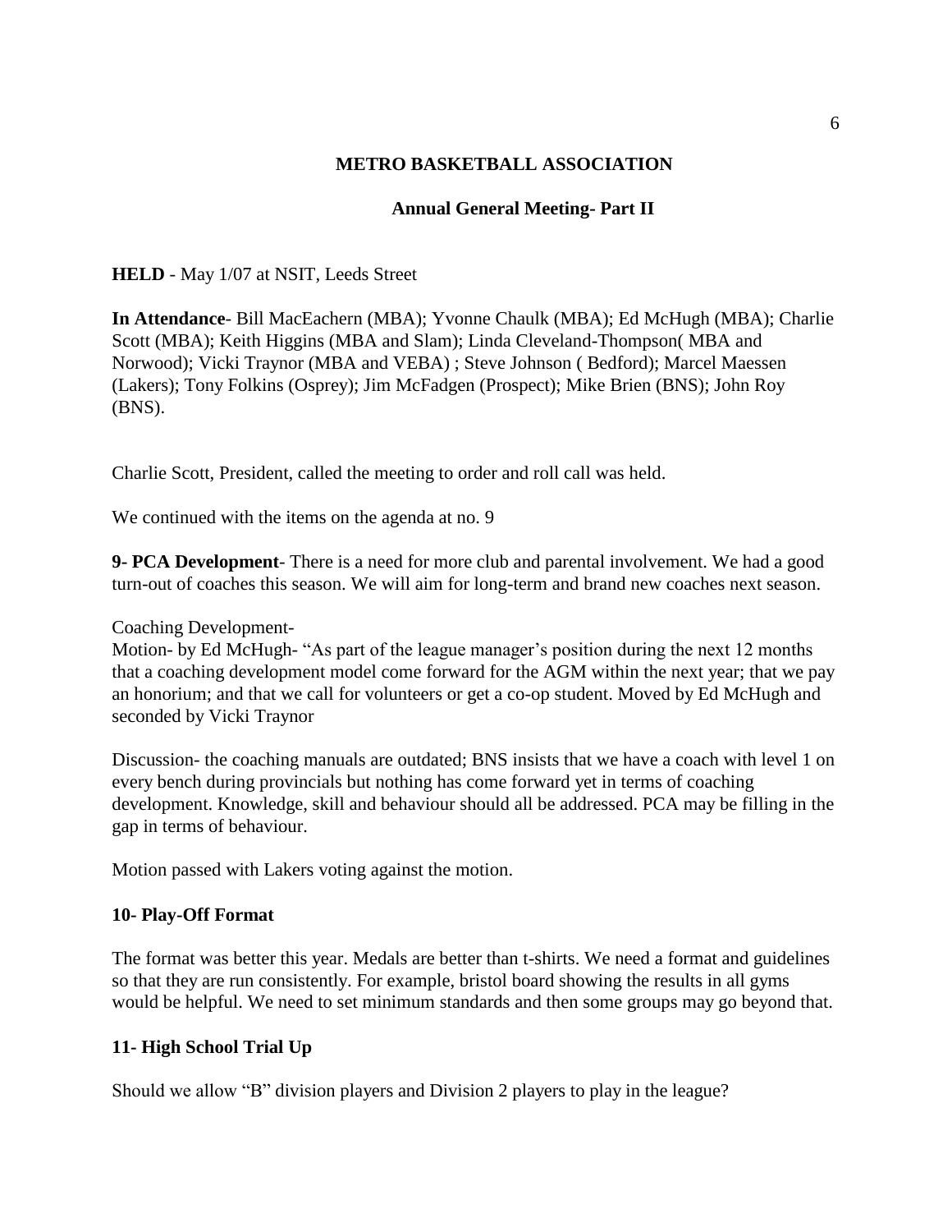**METRO BASKETBALL ASSOCIATION**

**Annual General Meeting- Part II**

**HELD** - May 1/07 at NSIT, Leeds Street

**In Attendance**- Bill MacEachern (MBA); Yvonne Chaulk (MBA); Ed McHugh (MBA); Charlie Scott (MBA); Keith Higgins (MBA and Slam); Linda Cleveland-Thompson( MBA and Norwood); Vicki Traynor (MBA and VEBA) ; Steve Johnson ( Bedford); Marcel Maessen (Lakers); Tony Folkins (Osprey); Jim McFadgen (Prospect); Mike Brien (BNS); John Roy (BNS).

Charlie Scott, President, called the meeting to order and roll call was held.

We continued with the items on the agenda at no. 9

**9- PCA Development**- There is a need for more club and parental involvement. We had a good turn-out of coaches this season. We will aim for long-term and brand new coaches next season.

Coaching Development-

Motion- by Ed McHugh- "As part of the league manager's position during the next 12 months that a coaching development model come forward for the AGM within the next year; that we pay an honorium; and that we call for volunteers or get a co-op student. Moved by Ed McHugh and seconded by Vicki Traynor

Discussion- the coaching manuals are outdated; BNS insists that we have a coach with level 1 on every bench during provincials but nothing has come forward yet in terms of coaching development. Knowledge, skill and behaviour should all be addressed. PCA may be filling in the gap in terms of behaviour.

Motion passed with Lakers voting against the motion.

**10- Play-Off Format**

The format was better this year. Medals are better than t-shirts. We need a format and guidelines so that they are run consistently. For example, bristol board showing the results in all gyms would be helpful. We need to set minimum standards and then some groups may go beyond that.

**11- High School Trial Up**

Should we allow "B" division players and Division 2 players to play in the league?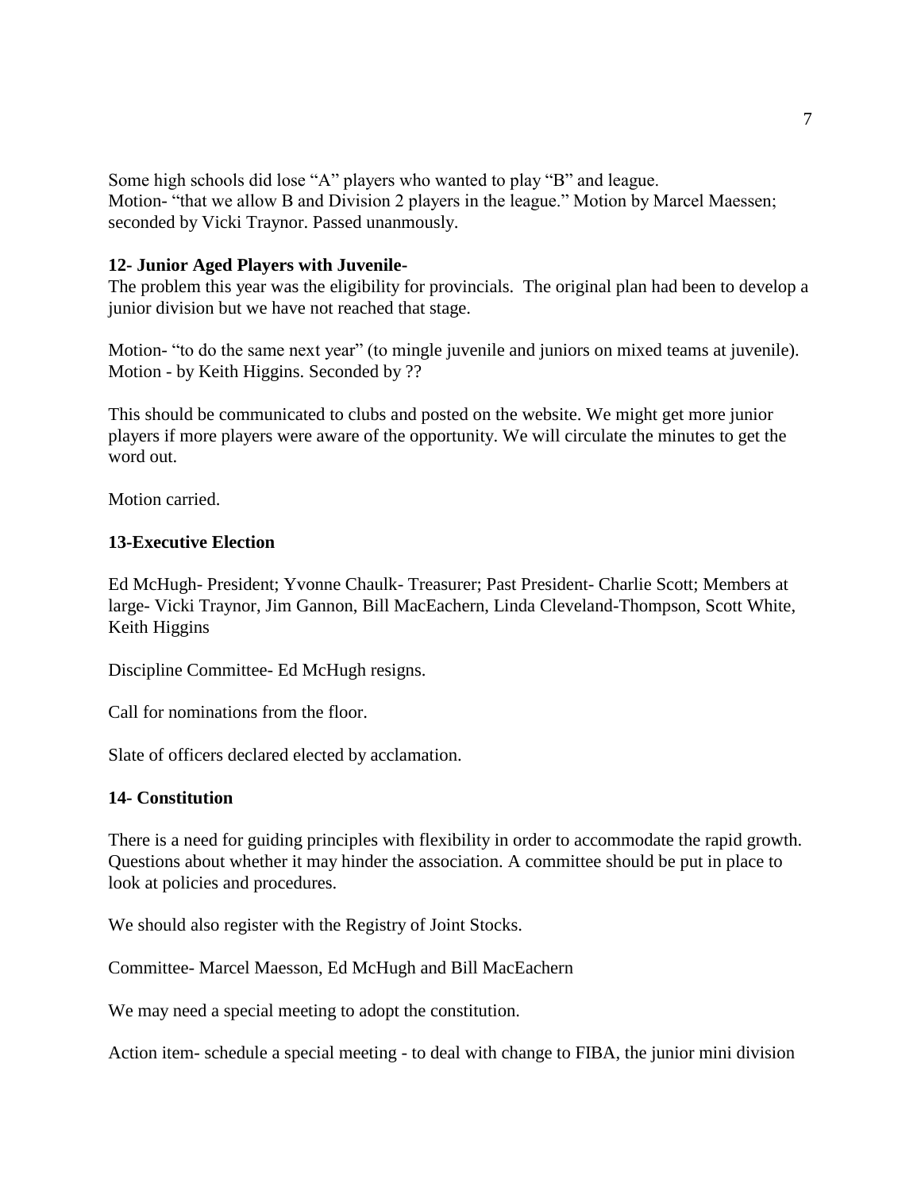Some high schools did lose "A" players who wanted to play "B" and league.
Motion- "that we allow B and Division 2 players in the league." Motion by Marcel Maessen; seconded by Vicki Traynor. Passed unanmously.

**12- Junior Aged Players with Juvenile-**

The problem this year was the eligibility for provincials. The original plan had been to develop a junior division but we have not reached that stage.

Motion- "to do the same next year" (to mingle juvenile and juniors on mixed teams at juvenile). Motion - by Keith Higgins. Seconded by ??

This should be communicated to clubs and posted on the website. We might get more junior players if more players were aware of the opportunity. We will circulate the minutes to get the word out.

Motion carried.

**13-Executive Election**

Ed McHugh- President; Yvonne Chaulk- Treasurer; Past President- Charlie Scott; Members at large- Vicki Traynor, Jim Gannon, Bill MacEachern, Linda Cleveland-Thompson, Scott White, Keith Higgins

Discipline Committee- Ed McHugh resigns.

Call for nominations from the floor.

Slate of officers declared elected by acclamation.

**14- Constitution**

There is a need for guiding principles with flexibility in order to accommodate the rapid growth. Questions about whether it may hinder the association. A committee should be put in place to look at policies and procedures.

We should also register with the Registry of Joint Stocks.

Committee- Marcel Maesson, Ed McHugh and Bill MacEachern

We may need a special meeting to adopt the constitution.

Action item- schedule a special meeting - to deal with change to FIBA, the junior mini division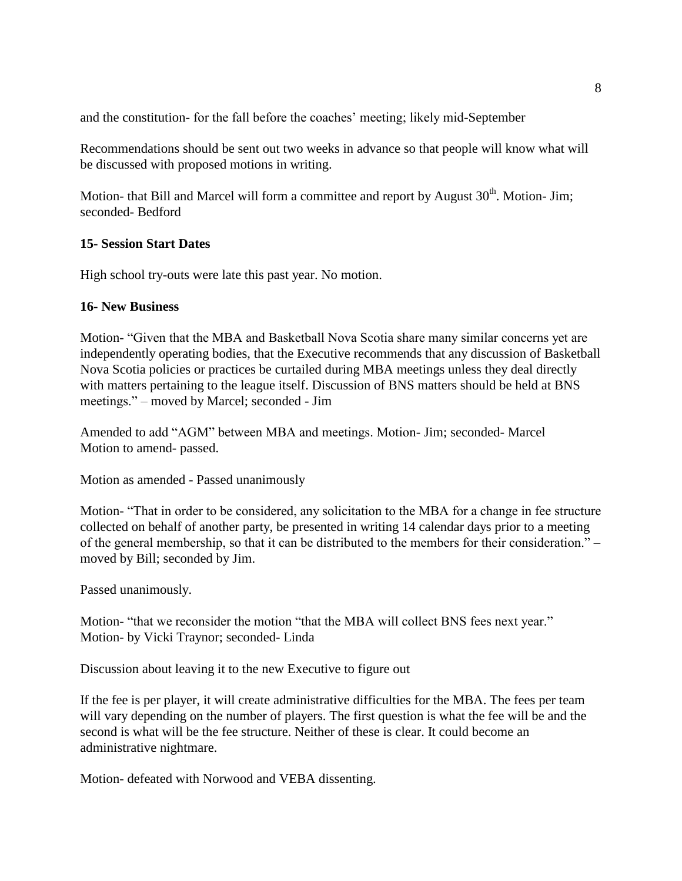and the constitution- for the fall before the coaches' meeting; likely mid-September

Recommendations should be sent out two weeks in advance so that people will know what will be discussed with proposed motions in writing.

Motion- that Bill and Marcel will form a committee and report by August 30th. Motion- Jim; seconded- Bedford

**15- Session Start Dates**

High school try-outs were late this past year. No motion.

**16- New Business**

Motion- "Given that the MBA and Basketball Nova Scotia share many similar concerns yet are independently operating bodies, that the Executive recommends that any discussion of Basketball Nova Scotia policies or practices be curtailed during MBA meetings unless they deal directly with matters pertaining to the league itself. Discussion of BNS matters should be held at BNS meetings." – moved by Marcel; seconded - Jim

Amended to add "AGM" between MBA and meetings. Motion- Jim; seconded- Marcel
Motion to amend- passed.

Motion as amended - Passed unanimously

Motion- "That in order to be considered, any solicitation to the MBA for a change in fee structure collected on behalf of another party, be presented in writing 14 calendar days prior to a meeting of the general membership, so that it can be distributed to the members for their consideration." – moved by Bill; seconded by Jim.

Passed unanimously.

Motion- "that we reconsider the motion "that the MBA will collect BNS fees next year."
Motion- by Vicki Traynor; seconded- Linda

Discussion about leaving it to the new Executive to figure out

If the fee is per player, it will create administrative difficulties for the MBA. The fees per team will vary depending on the number of players. The first question is what the fee will be and the second is what will be the fee structure. Neither of these is clear. It could become an administrative nightmare.

Motion- defeated with Norwood and VEBA dissenting.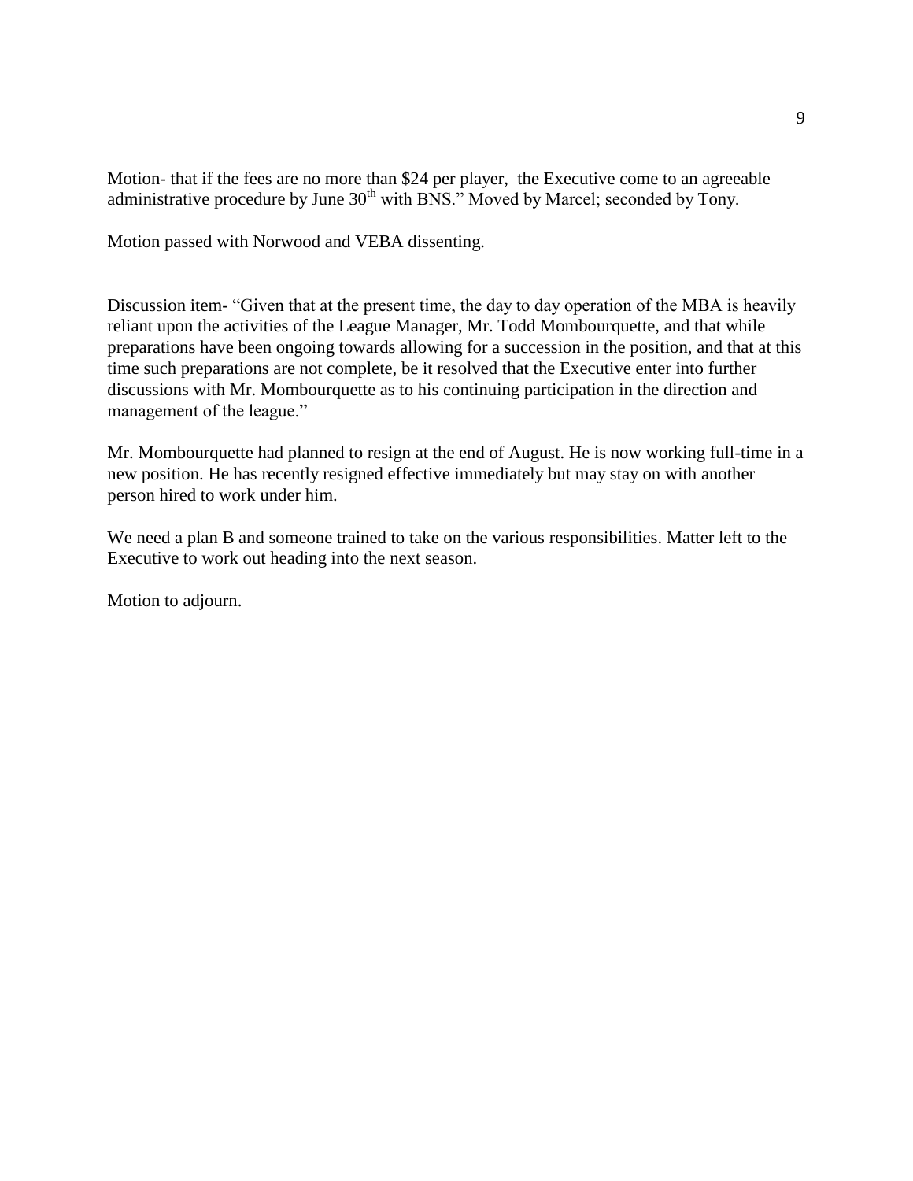Motion- that if the fees are no more than $24 per player,  the Executive come to an agreeable administrative procedure by June 30th with BNS." Moved by Marcel; seconded by Tony.

Motion passed with Norwood and VEBA dissenting.

Discussion item- "Given that at the present time, the day to day operation of the MBA is heavily reliant upon the activities of the League Manager, Mr. Todd Mombourquette, and that while preparations have been ongoing towards allowing for a succession in the position, and that at this time such preparations are not complete, be it resolved that the Executive enter into further discussions with Mr. Mombourquette as to his continuing participation in the direction and management of the league."

Mr. Mombourquette had planned to resign at the end of August. He is now working full-time in a new position. He has recently resigned effective immediately but may stay on with another person hired to work under him.

We need a plan B and someone trained to take on the various responsibilities. Matter left to the Executive to work out heading into the next season.

Motion to adjourn.